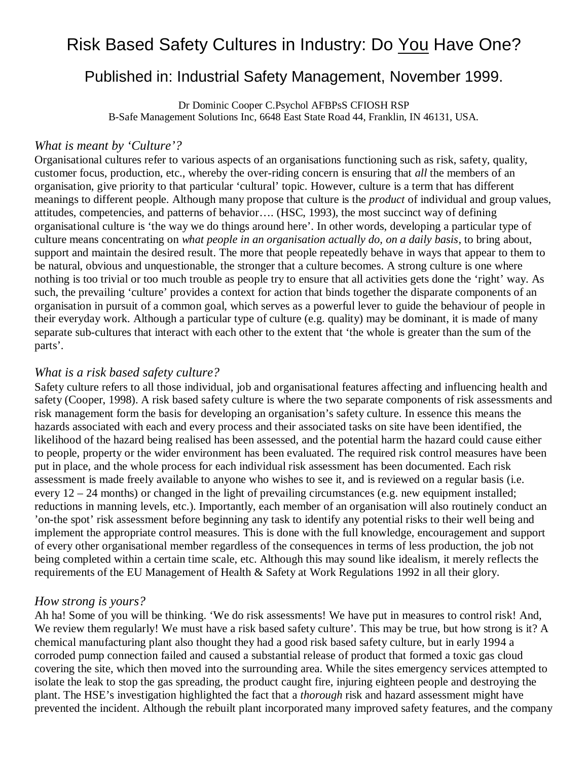# Risk Based Safety Cultures in Industry: Do <u>You</u> Have One?

## Published in: Industrial Safety Management, November 1999.

Dr Dominic Cooper C.Psychol AFBPsS CFIOSH RSP
B-Safe Management Solutions Inc, 6648 East State Road 44, Franklin, IN 46131, USA.

### *What is meant by 'Culture'?*

Organisational cultures refer to various aspects of an organisations functioning such as risk, safety, quality, customer focus, production, etc., whereby the over-riding concern is ensuring that *all* the members of an organisation, give priority to that particular 'cultural' topic. However, culture is a term that has different meanings to different people. Although many propose that culture is the *product* of individual and group values, attitudes, competencies, and patterns of behavior…. (HSC, 1993), the most succinct way of defining organisational culture is 'the way we do things around here'. In other words, developing a particular type of culture means concentrating on *what people in an organisation actually do, on a daily basis*, to bring about, support and maintain the desired result. The more that people repeatedly behave in ways that appear to them to be natural, obvious and unquestionable, the stronger that a culture becomes. A strong culture is one where nothing is too trivial or too much trouble as people try to ensure that all activities gets done the 'right' way. As such, the prevailing 'culture' provides a context for action that binds together the disparate components of an organisation in pursuit of a common goal, which serves as a powerful lever to guide the behaviour of people in their everyday work. Although a particular type of culture (e.g. quality) may be dominant, it is made of many separate sub-cultures that interact with each other to the extent that 'the whole is greater than the sum of the parts'.

### *What is a risk based safety culture?*

Safety culture refers to all those individual, job and organisational features affecting and influencing health and safety (Cooper, 1998). A risk based safety culture is where the two separate components of risk assessments and risk management form the basis for developing an organisation's safety culture. In essence this means the hazards associated with each and every process and their associated tasks on site have been identified, the likelihood of the hazard being realised has been assessed, and the potential harm the hazard could cause either to people, property or the wider environment has been evaluated. The required risk control measures have been put in place, and the whole process for each individual risk assessment has been documented. Each risk assessment is made freely available to anyone who wishes to see it, and is reviewed on a regular basis (i.e. every 12 – 24 months) or changed in the light of prevailing circumstances (e.g. new equipment installed; reductions in manning levels, etc.). Importantly, each member of an organisation will also routinely conduct an 'on-the spot' risk assessment before beginning any task to identify any potential risks to their well being and implement the appropriate control measures. This is done with the full knowledge, encouragement and support of every other organisational member regardless of the consequences in terms of less production, the job not being completed within a certain time scale, etc. Although this may sound like idealism, it merely reflects the requirements of the EU Management of Health & Safety at Work Regulations 1992 in all their glory.

### *How strong is yours?*

Ah ha! Some of you will be thinking. 'We do risk assessments! We have put in measures to control risk! And, We review them regularly! We must have a risk based safety culture'. This may be true, but how strong is it? A chemical manufacturing plant also thought they had a good risk based safety culture, but in early 1994 a corroded pump connection failed and caused a substantial release of product that formed a toxic gas cloud covering the site, which then moved into the surrounding area. While the sites emergency services attempted to isolate the leak to stop the gas spreading, the product caught fire, injuring eighteen people and destroying the plant. The HSE's investigation highlighted the fact that a *thorough* risk and hazard assessment might have prevented the incident. Although the rebuilt plant incorporated many improved safety features, and the company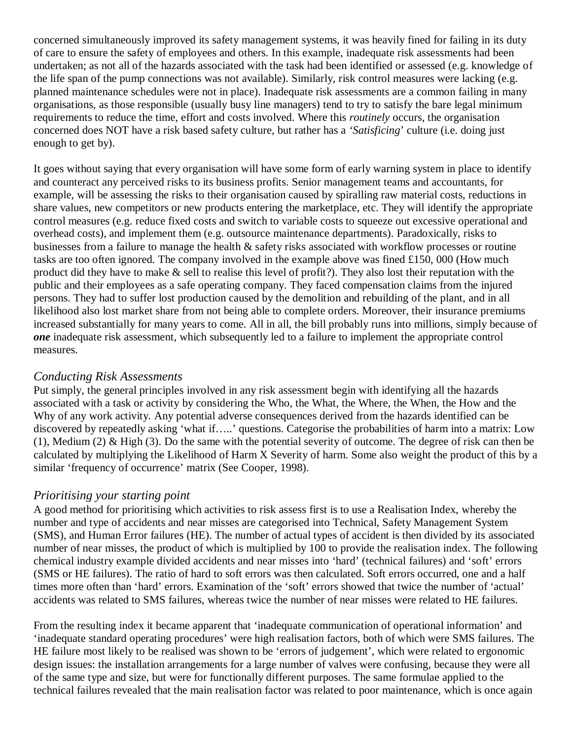concerned simultaneously improved its safety management systems, it was heavily fined for failing in its duty of care to ensure the safety of employees and others. In this example, inadequate risk assessments had been undertaken; as not all of the hazards associated with the task had been identified or assessed (e.g. knowledge of the life span of the pump connections was not available). Similarly, risk control measures were lacking (e.g. planned maintenance schedules were not in place). Inadequate risk assessments are a common failing in many organisations, as those responsible (usually busy line managers) tend to try to satisfy the bare legal minimum requirements to reduce the time, effort and costs involved. Where this *routinely* occurs, the organisation concerned does NOT have a risk based safety culture, but rather has a *'Satisficing'* culture (i.e. doing just enough to get by).

It goes without saying that every organisation will have some form of early warning system in place to identify and counteract any perceived risks to its business profits. Senior management teams and accountants, for example, will be assessing the risks to their organisation caused by spiralling raw material costs, reductions in share values, new competitors or new products entering the marketplace, etc. They will identify the appropriate control measures (e.g. reduce fixed costs and switch to variable costs to squeeze out excessive operational and overhead costs), and implement them (e.g. outsource maintenance departments). Paradoxically, risks to businesses from a failure to manage the health & safety risks associated with workflow processes or routine tasks are too often ignored. The company involved in the example above was fined £150, 000 (How much product did they have to make & sell to realise this level of profit?). They also lost their reputation with the public and their employees as a safe operating company. They faced compensation claims from the injured persons. They had to suffer lost production caused by the demolition and rebuilding of the plant, and in all likelihood also lost market share from not being able to complete orders. Moreover, their insurance premiums increased substantially for many years to come. All in all, the bill probably runs into millions, simply because of ***one*** inadequate risk assessment, which subsequently led to a failure to implement the appropriate control measures.

### *Conducting Risk Assessments*

Put simply, the general principles involved in any risk assessment begin with identifying all the hazards associated with a task or activity by considering the Who, the What, the Where, the When, the How and the Why of any work activity. Any potential adverse consequences derived from the hazards identified can be discovered by repeatedly asking 'what if…..' questions. Categorise the probabilities of harm into a matrix: Low (1), Medium (2) & High (3). Do the same with the potential severity of outcome. The degree of risk can then be calculated by multiplying the Likelihood of Harm X Severity of harm. Some also weight the product of this by a similar 'frequency of occurrence' matrix (See Cooper, 1998).

### *Prioritising your starting point*

A good method for prioritising which activities to risk assess first is to use a Realisation Index, whereby the number and type of accidents and near misses are categorised into Technical, Safety Management System (SMS), and Human Error failures (HE). The number of actual types of accident is then divided by its associated number of near misses, the product of which is multiplied by 100 to provide the realisation index. The following chemical industry example divided accidents and near misses into 'hard' (technical failures) and 'soft' errors (SMS or HE failures). The ratio of hard to soft errors was then calculated. Soft errors occurred, one and a half times more often than 'hard' errors. Examination of the 'soft' errors showed that twice the number of 'actual' accidents was related to SMS failures, whereas twice the number of near misses were related to HE failures.

From the resulting index it became apparent that 'inadequate communication of operational information' and 'inadequate standard operating procedures' were high realisation factors, both of which were SMS failures. The HE failure most likely to be realised was shown to be 'errors of judgement', which were related to ergonomic design issues: the installation arrangements for a large number of valves were confusing, because they were all of the same type and size, but were for functionally different purposes. The same formulae applied to the technical failures revealed that the main realisation factor was related to poor maintenance, which is once again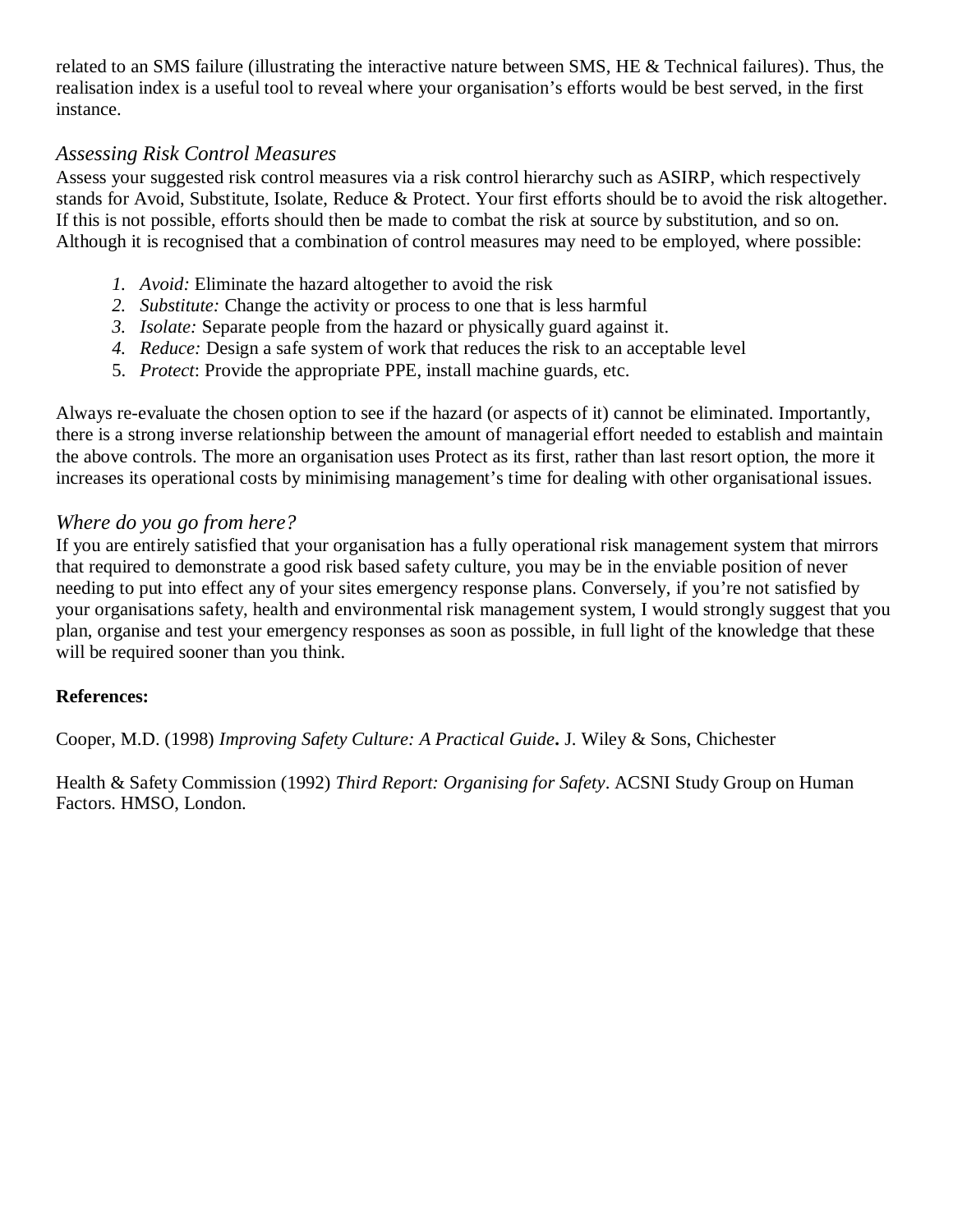related to an SMS failure (illustrating the interactive nature between SMS, HE & Technical failures). Thus, the realisation index is a useful tool to reveal where your organisation's efforts would be best served, in the first instance.

### *Assessing Risk Control Measures*

Assess your suggested risk control measures via a risk control hierarchy such as ASIRP, which respectively stands for Avoid, Substitute, Isolate, Reduce & Protect. Your first efforts should be to avoid the risk altogether. If this is not possible, efforts should then be made to combat the risk at source by substitution, and so on. Although it is recognised that a combination of control measures may need to be employed, where possible:

1. *Avoid:* Eliminate the hazard altogether to avoid the risk
2. *Substitute:* Change the activity or process to one that is less harmful
3. *Isolate:* Separate people from the hazard or physically guard against it.
4. *Reduce:* Design a safe system of work that reduces the risk to an acceptable level
5. *Protect*: Provide the appropriate PPE, install machine guards, etc.

Always re-evaluate the chosen option to see if the hazard (or aspects of it) cannot be eliminated. Importantly, there is a strong inverse relationship between the amount of managerial effort needed to establish and maintain the above controls. The more an organisation uses Protect as its first, rather than last resort option, the more it increases its operational costs by minimising management's time for dealing with other organisational issues.

### *Where do you go from here?*

If you are entirely satisfied that your organisation has a fully operational risk management system that mirrors that required to demonstrate a good risk based safety culture, you may be in the enviable position of never needing to put into effect any of your sites emergency response plans. Conversely, if you're not satisfied by your organisations safety, health and environmental risk management system, I would strongly suggest that you plan, organise and test your emergency responses as soon as possible, in full light of the knowledge that these will be required sooner than you think.

**References:**

Cooper, M.D. (1998) *Improving Safety Culture: A Practical Guide***.** J. Wiley & Sons, Chichester

Health & Safety Commission (1992) *Third Report: Organising for Safety*. ACSNI Study Group on Human Factors. HMSO, London.